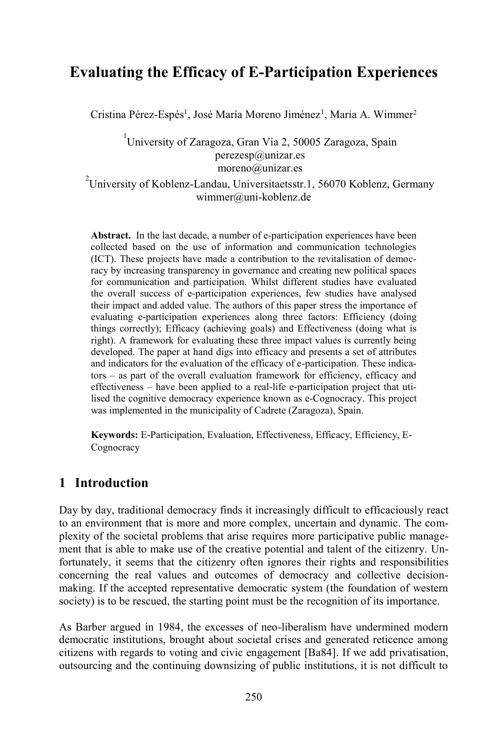# Evaluating the Efficacy of E-Participation Experiences

Cristina Pérez-Espés[1], José María Moreno Jiménez[1], Maria A. Wimmer[2]

[1]University of Zaragoza, Gran Vía 2, 50005 Zaragoza, Spain
perezesp@unizar.es
moreno@unizar.es

[2]University of Koblenz-Landau, Universitaetsstr.1, 56070 Koblenz, Germany
wimmer@uni-koblenz.de

**Abstract.** In the last decade, a number of e-participation experiences have been collected based on the use of information and communication technologies (ICT). These projects have made a contribution to the revitalisation of democracy by increasing transparency in governance and creating new political spaces for communication and participation. Whilst different studies have evaluated the overall success of e-participation experiences, few studies have analysed their impact and added value. The authors of this paper stress the importance of evaluating e-participation experiences along three factors: Efficiency (doing things correctly); Efficacy (achieving goals) and Effectiveness (doing what is right). A framework for evaluating these three impact values is currently being developed. The paper at hand digs into efficacy and presents a set of attributes and indicators for the evaluation of the efficacy of e-participation. These indicators – as part of the overall evaluation framework for efficiency, efficacy and effectiveness – have been applied to a real-life e-participation project that utilised the cognitive democracy experience known as e-Cognocracy. This project was implemented in the municipality of Cadrete (Zaragoza), Spain.

**Keywords:** E-Participation, Evaluation, Effectiveness, Efficacy, Efficiency, E-Cognocracy

## 1 Introduction

Day by day, traditional democracy finds it increasingly difficult to efficaciously react to an environment that is more and more complex, uncertain and dynamic. The complexity of the societal problems that arise requires more participative public management that is able to make use of the creative potential and talent of the citizenry. Unfortunately, it seems that the citizenry often ignores their rights and responsibilities concerning the real values and outcomes of democracy and collective decision-making. If the accepted representative democratic system (the foundation of western society) is to be rescued, the starting point must be the recognition of its importance.

As Barber argued in 1984, the excesses of neo-liberalism have undermined modern democratic institutions, brought about societal crises and generated reticence among citizens with regards to voting and civic engagement [Ba84]. If we add privatisation, outsourcing and the continuing downsizing of public institutions, it is not difficult to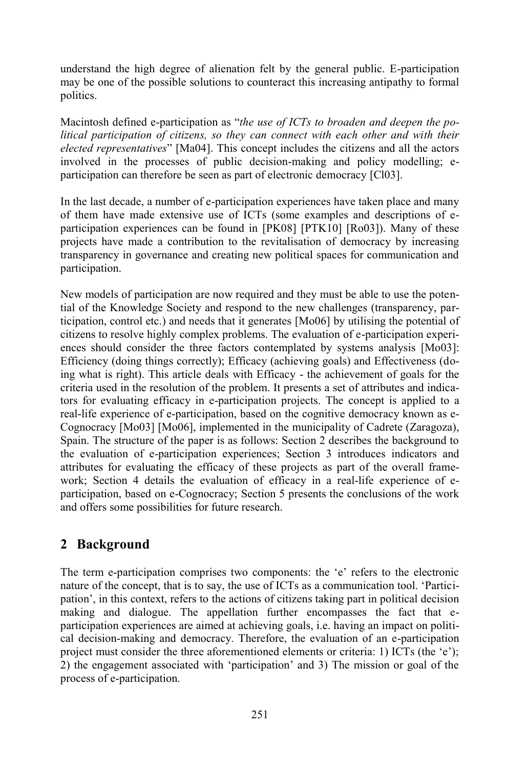understand the high degree of alienation felt by the general public. E-participation may be one of the possible solutions to counteract this increasing antipathy to formal politics.

Macintosh defined e-participation as "*the use of ICTs to broaden and deepen the political participation of citizens, so they can connect with each other and with their elected representatives*" [Ma04]. This concept includes the citizens and all the actors involved in the processes of public decision-making and policy modelling; e-participation can therefore be seen as part of electronic democracy [Cl03].

In the last decade, a number of e-participation experiences have taken place and many of them have made extensive use of ICTs (some examples and descriptions of e-participation experiences can be found in [PK08] [PTK10] [Ro03]). Many of these projects have made a contribution to the revitalisation of democracy by increasing transparency in governance and creating new political spaces for communication and participation.

New models of participation are now required and they must be able to use the potential of the Knowledge Society and respond to the new challenges (transparency, participation, control etc.) and needs that it generates [Mo06] by utilising the potential of citizens to resolve highly complex problems. The evaluation of e-participation experiences should consider the three factors contemplated by systems analysis [Mo03]: Efficiency (doing things correctly); Efficacy (achieving goals) and Effectiveness (doing what is right). This article deals with Efficacy - the achievement of goals for the criteria used in the resolution of the problem. It presents a set of attributes and indicators for evaluating efficacy in e-participation projects. The concept is applied to a real-life experience of e-participation, based on the cognitive democracy known as e-Cognocracy [Mo03] [Mo06], implemented in the municipality of Cadrete (Zaragoza), Spain. The structure of the paper is as follows: Section 2 describes the background to the evaluation of e-participation experiences; Section 3 introduces indicators and attributes for evaluating the efficacy of these projects as part of the overall framework; Section 4 details the evaluation of efficacy in a real-life experience of e-participation, based on e-Cognocracy; Section 5 presents the conclusions of the work and offers some possibilities for future research.

## 2 Background

The term e-participation comprises two components: the 'e' refers to the electronic nature of the concept, that is to say, the use of ICTs as a communication tool. 'Participation', in this context, refers to the actions of citizens taking part in political decision making and dialogue. The appellation further encompasses the fact that e-participation experiences are aimed at achieving goals, i.e. having an impact on political decision-making and democracy. Therefore, the evaluation of an e-participation project must consider the three aforementioned elements or criteria: 1) ICTs (the 'e'); 2) the engagement associated with 'participation' and 3) The mission or goal of the process of e-participation.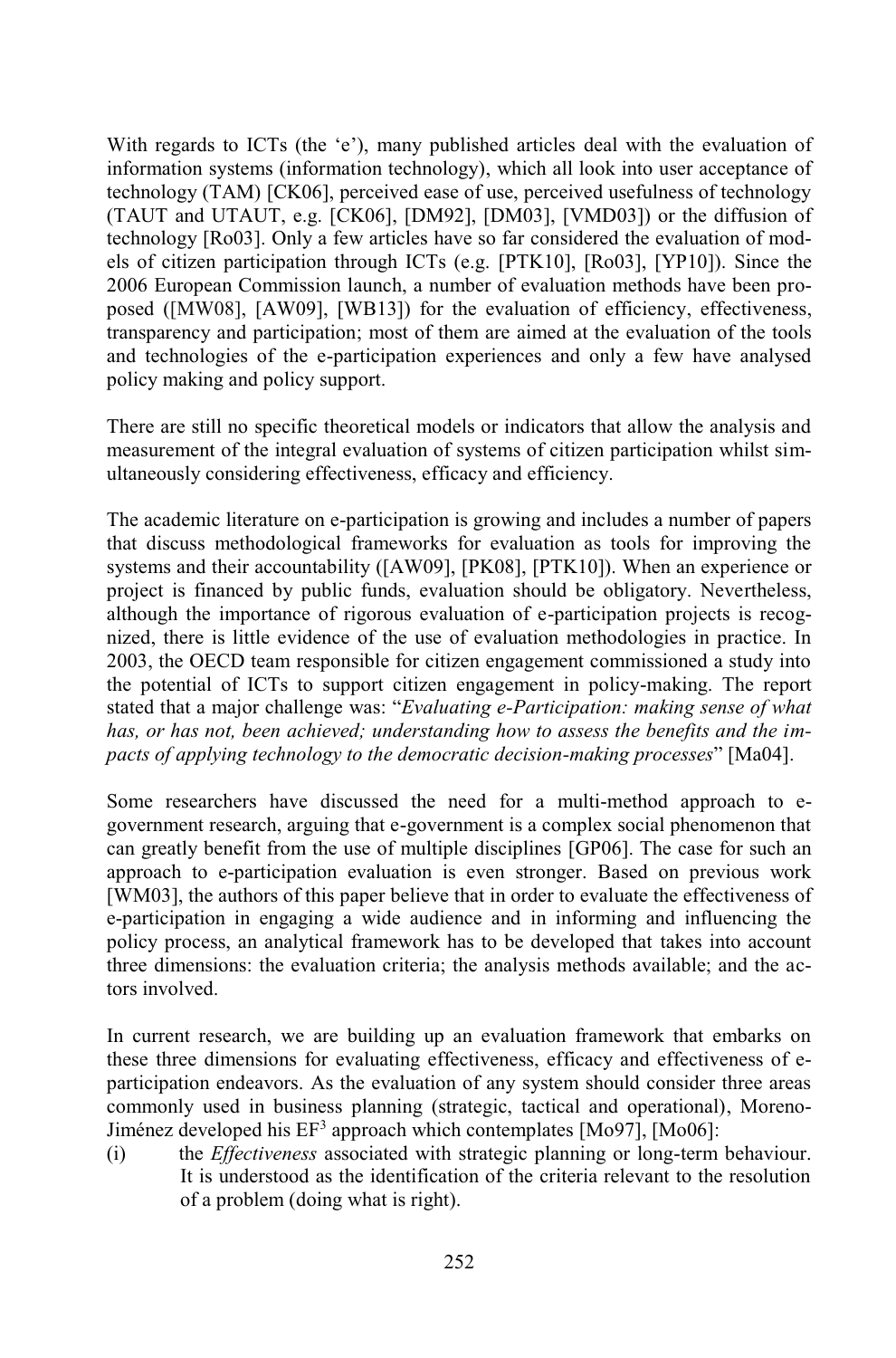With regards to ICTs (the 'e'), many published articles deal with the evaluation of information systems (information technology), which all look into user acceptance of technology (TAM) [CK06], perceived ease of use, perceived usefulness of technology (TAUT and UTAUT, e.g. [CK06], [DM92], [DM03], [VMD03]) or the diffusion of technology [Ro03]. Only a few articles have so far considered the evaluation of models of citizen participation through ICTs (e.g. [PTK10], [Ro03], [YP10]). Since the 2006 European Commission launch, a number of evaluation methods have been proposed ([MW08], [AW09], [WB13]) for the evaluation of efficiency, effectiveness, transparency and participation; most of them are aimed at the evaluation of the tools and technologies of the e-participation experiences and only a few have analysed policy making and policy support.

There are still no specific theoretical models or indicators that allow the analysis and measurement of the integral evaluation of systems of citizen participation whilst simultaneously considering effectiveness, efficacy and efficiency.

The academic literature on e-participation is growing and includes a number of papers that discuss methodological frameworks for evaluation as tools for improving the systems and their accountability ([AW09], [PK08], [PTK10]). When an experience or project is financed by public funds, evaluation should be obligatory. Nevertheless, although the importance of rigorous evaluation of e-participation projects is recognized, there is little evidence of the use of evaluation methodologies in practice. In 2003, the OECD team responsible for citizen engagement commissioned a study into the potential of ICTs to support citizen engagement in policy-making. The report stated that a major challenge was: "*Evaluating e-Participation: making sense of what has, or has not, been achieved; understanding how to assess the benefits and the impacts of applying technology to the democratic decision-making processes*" [Ma04].

Some researchers have discussed the need for a multi-method approach to e-government research, arguing that e-government is a complex social phenomenon that can greatly benefit from the use of multiple disciplines [GP06]. The case for such an approach to e-participation evaluation is even stronger. Based on previous work [WM03], the authors of this paper believe that in order to evaluate the effectiveness of e-participation in engaging a wide audience and in informing and influencing the policy process, an analytical framework has to be developed that takes into account three dimensions: the evaluation criteria; the analysis methods available; and the actors involved.

In current research, we are building up an evaluation framework that embarks on these three dimensions for evaluating effectiveness, efficacy and effectiveness of e-participation endeavors. As the evaluation of any system should consider three areas commonly used in business planning (strategic, tactical and operational), Moreno-Jiménez developed his $EF^3$ approach which contemplates [Mo97], [Mo06]:

(i) the *Effectiveness* associated with strategic planning or long-term behaviour. It is understood as the identification of the criteria relevant to the resolution of a problem (doing what is right).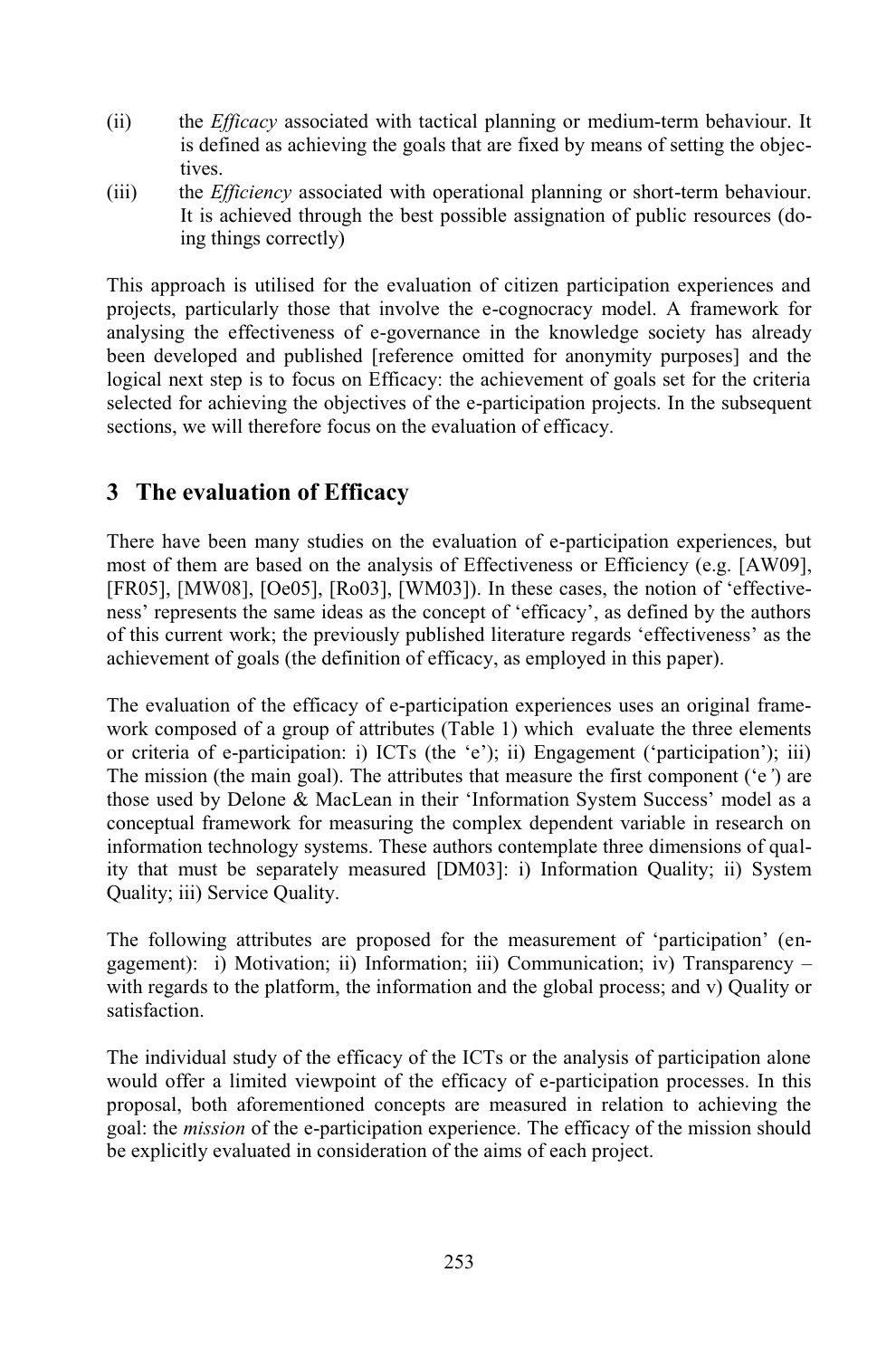(ii) the *Efficacy* associated with tactical planning or medium-term behaviour. It is defined as achieving the goals that are fixed by means of setting the objectives.

(iii) the *Efficiency* associated with operational planning or short-term behaviour. It is achieved through the best possible assignation of public resources (doing things correctly)

This approach is utilised for the evaluation of citizen participation experiences and projects, particularly those that involve the e-cognocracy model. A framework for analysing the effectiveness of e-governance in the knowledge society has already been developed and published [reference omitted for anonymity purposes] and the logical next step is to focus on Efficacy: the achievement of goals set for the criteria selected for achieving the objectives of the e-participation projects. In the subsequent sections, we will therefore focus on the evaluation of efficacy.

## 3 The evaluation of Efficacy

There have been many studies on the evaluation of e-participation experiences, but most of them are based on the analysis of Effectiveness or Efficiency (e.g. [AW09], [FR05], [MW08], [Oe05], [Ro03], [WM03]). In these cases, the notion of 'effectiveness' represents the same ideas as the concept of 'efficacy', as defined by the authors of this current work; the previously published literature regards 'effectiveness' as the achievement of goals (the definition of efficacy, as employed in this paper).

The evaluation of the efficacy of e-participation experiences uses an original framework composed of a group of attributes (Table 1) which evaluate the three elements or criteria of e-participation: i) ICTs (the 'e'); ii) Engagement ('participation'); iii) The mission (the main goal). The attributes that measure the first component ('e') are those used by Delone & MacLean in their 'Information System Success' model as a conceptual framework for measuring the complex dependent variable in research on information technology systems. These authors contemplate three dimensions of quality that must be separately measured [DM03]: i) Information Quality; ii) System Quality; iii) Service Quality.

The following attributes are proposed for the measurement of 'participation' (engagement): i) Motivation; ii) Information; iii) Communication; iv) Transparency – with regards to the platform, the information and the global process; and v) Quality or satisfaction.

The individual study of the efficacy of the ICTs or the analysis of participation alone would offer a limited viewpoint of the efficacy of e-participation processes. In this proposal, both aforementioned concepts are measured in relation to achieving the goal: the *mission* of the e-participation experience. The efficacy of the mission should be explicitly evaluated in consideration of the aims of each project.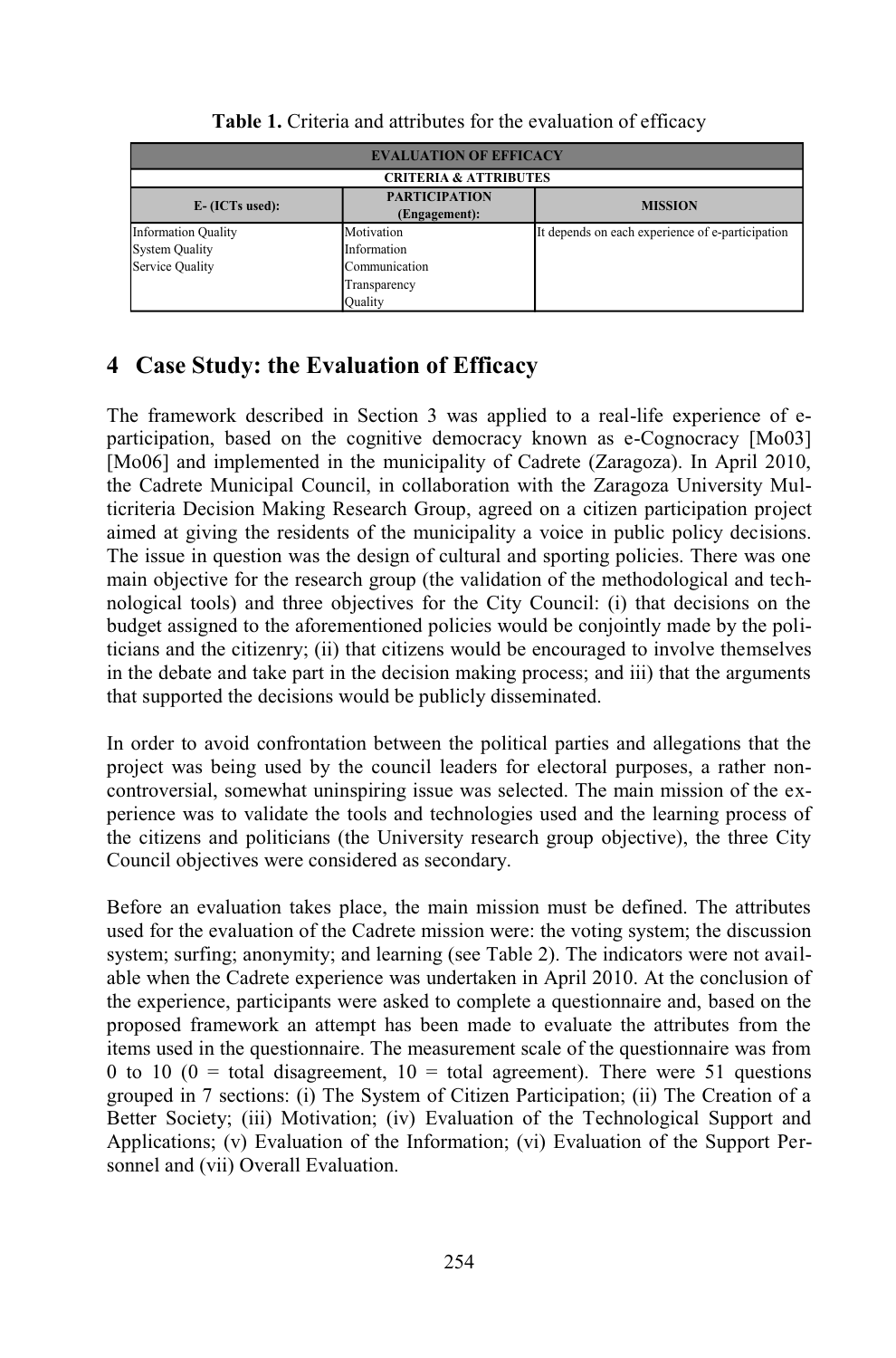**Table 1.** Criteria and attributes for the evaluation of efficacy

| EVALUATION OF EFFICACY | | |
|---|---|---|
| CRITERIA & ATTRIBUTES | | |
| E- (ICTs used): | PARTICIPATION (Engagement): | MISSION |
| Information Quality | Motivation | It depends on each experience of e-participation |
| System Quality | Information | |
| Service Quality | Communication | |
| | Transparency | |
| | Quality | |

## 4 Case Study: the Evaluation of Efficacy

The framework described in Section 3 was applied to a real-life experience of e-participation, based on the cognitive democracy known as e-Cognocracy [Mo03] [Mo06] and implemented in the municipality of Cadrete (Zaragoza). In April 2010, the Cadrete Municipal Council, in collaboration with the Zaragoza University Multicriteria Decision Making Research Group, agreed on a citizen participation project aimed at giving the residents of the municipality a voice in public policy decisions. The issue in question was the design of cultural and sporting policies. There was one main objective for the research group (the validation of the methodological and technological tools) and three objectives for the City Council: (i) that decisions on the budget assigned to the aforementioned policies would be conjointly made by the politicians and the citizenry; (ii) that citizens would be encouraged to involve themselves in the debate and take part in the decision making process; and iii) that the arguments that supported the decisions would be publicly disseminated.

In order to avoid confrontation between the political parties and allegations that the project was being used by the council leaders for electoral purposes, a rather non-controversial, somewhat uninspiring issue was selected. The main mission of the experience was to validate the tools and technologies used and the learning process of the citizens and politicians (the University research group objective), the three City Council objectives were considered as secondary.

Before an evaluation takes place, the main mission must be defined. The attributes used for the evaluation of the Cadrete mission were: the voting system; the discussion system; surfing; anonymity; and learning (see Table 2). The indicators were not available when the Cadrete experience was undertaken in April 2010. At the conclusion of the experience, participants were asked to complete a questionnaire and, based on the proposed framework an attempt has been made to evaluate the attributes from the items used in the questionnaire. The measurement scale of the questionnaire was from 0 to 10 (0 = total disagreement, 10 = total agreement). There were 51 questions grouped in 7 sections: (i) The System of Citizen Participation; (ii) The Creation of a Better Society; (iii) Motivation; (iv) Evaluation of the Technological Support and Applications; (v) Evaluation of the Information; (vi) Evaluation of the Support Personnel and (vii) Overall Evaluation.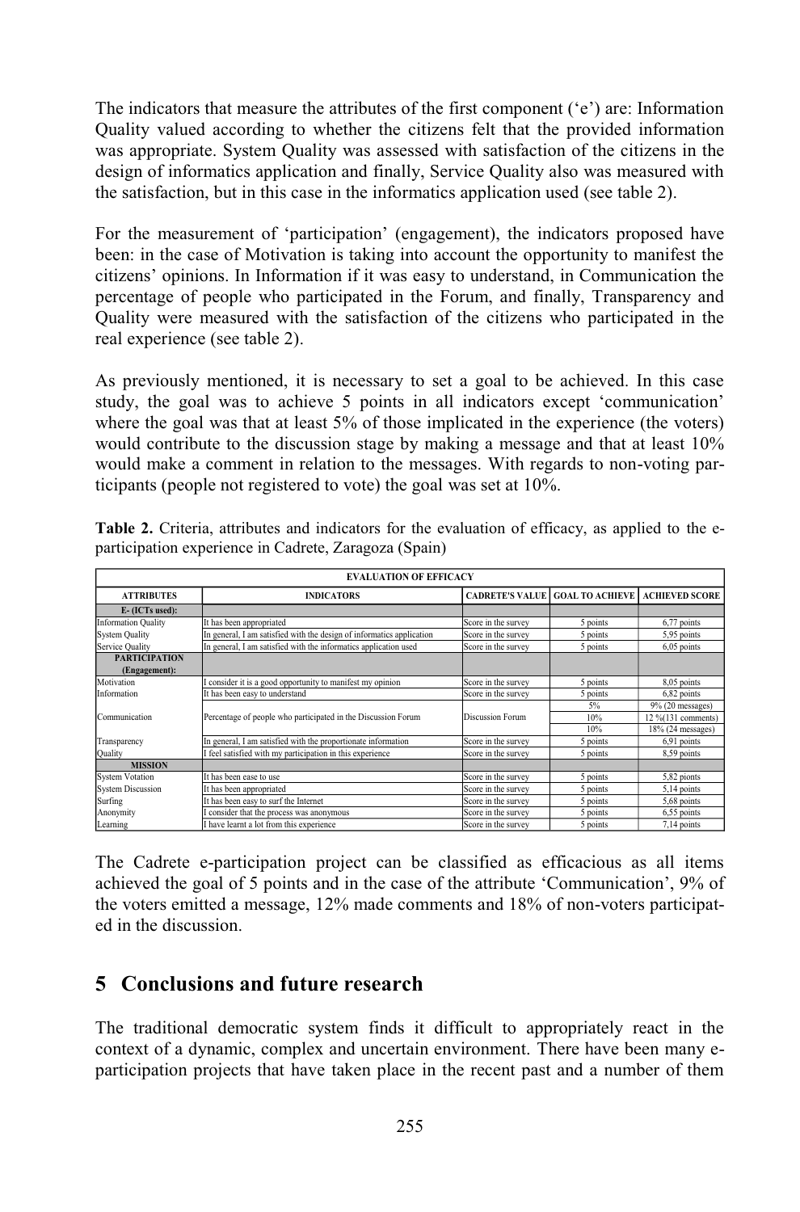The indicators that measure the attributes of the first component ('e') are: Information Quality valued according to whether the citizens felt that the provided information was appropriate. System Quality was assessed with satisfaction of the citizens in the design of informatics application and finally, Service Quality also was measured with the satisfaction, but in this case in the informatics application used (see table 2).

For the measurement of 'participation' (engagement), the indicators proposed have been: in the case of Motivation is taking into account the opportunity to manifest the citizens' opinions. In Information if it was easy to understand, in Communication the percentage of people who participated in the Forum, and finally, Transparency and Quality were measured with the satisfaction of the citizens who participated in the real experience (see table 2).

As previously mentioned, it is necessary to set a goal to be achieved. In this case study, the goal was to achieve 5 points in all indicators except 'communication' where the goal was that at least 5% of those implicated in the experience (the voters) would contribute to the discussion stage by making a message and that at least 10% would make a comment in relation to the messages. With regards to non-voting participants (people not registered to vote) the goal was set at 10%.

**Table 2.** Criteria, attributes and indicators for the evaluation of efficacy, as applied to the e-participation experience in Cadrete, Zaragoza (Spain)

| EVALUATION OF EFFICACY | | | | |
|---|---|---|---|---|
| **ATTRIBUTES** | **INDICATORS** | **CADRETE'S VALUE** | **GOAL TO ACHIEVE** | **ACHIEVED SCORE** |
| **E- (ICTs used):** | | | | |
| Information Quality | It has been appropriated | Score in the survey | 5 points | 6,77 points |
| System Quality | In general, I am satisfied with the design of informatics application | Score in the survey | 5 points | 5,95 points |
| Service Quality | In general, I am satisfied with the informatics application used | Score in the survey | 5 points | 6,05 points |
| **PARTICIPATION (Engagement):** | | | | |
| Motivation | I consider it is a good opportunity to manifest my opinion | Score in the survey | 5 points | 8,05 points |
| Information | It has been easy to understand | Score in the survey | 5 points | 6,82 points |
| Communication | Percentage of people who participated in the Discussion Forum | Discussion Forum | 5% | 9% (20 messages) |
| | | | 10% | 12 %(131 comments) |
| | | | 10% | 18% (24 messages) |
| Transparency | In general, I am satisfied with the proportionate information | Score in the survey | 5 points | 6,91 points |
| Quality | I feel satisfied with my participation in this experience | Score in the survey | 5 points | 8,59 points |
| **MISSION** | | | | |
| System Votation | It has been ease to use | Score in the survey | 5 points | 5,82 pionts |
| System Discussion | It has been appropriated | Score in the survey | 5 points | 5,14 points |
| Surfing | It has been easy to surf the Internet | Score in the survey | 5 points | 5,68 points |
| Anonymity | I consider that the process was anonymous | Score in the survey | 5 points | 6,55 points |
| Learning | I have learnt a lot from this experience | Score in the survey | 5 points | 7,14 points |

The Cadrete e-participation project can be classified as efficacious as all items achieved the goal of 5 points and in the case of the attribute 'Communication', 9% of the voters emitted a message, 12% made comments and 18% of non-voters participated in the discussion.

## 5 Conclusions and future research

The traditional democratic system finds it difficult to appropriately react in the context of a dynamic, complex and uncertain environment. There have been many e-participation projects that have taken place in the recent past and a number of them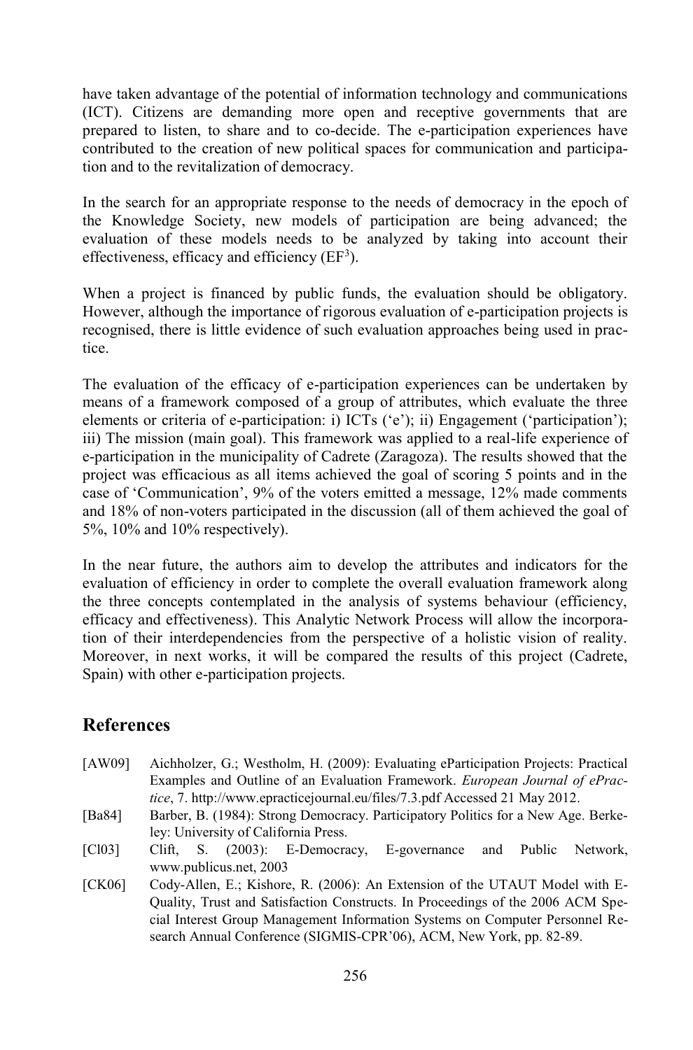have taken advantage of the potential of information technology and communications (ICT). Citizens are demanding more open and receptive governments that are prepared to listen, to share and to co-decide. The e-participation experiences have contributed to the creation of new political spaces for communication and participation and to the revitalization of democracy.

In the search for an appropriate response to the needs of democracy in the epoch of the Knowledge Society, new models of participation are being advanced; the evaluation of these models needs to be analyzed by taking into account their effectiveness, efficacy and efficiency ($EF^3$).

When a project is financed by public funds, the evaluation should be obligatory. However, although the importance of rigorous evaluation of e-participation projects is recognised, there is little evidence of such evaluation approaches being used in practice.

The evaluation of the efficacy of e-participation experiences can be undertaken by means of a framework composed of a group of attributes, which evaluate the three elements or criteria of e-participation: i) ICTs ('e'); ii) Engagement ('participation'); iii) The mission (main goal). This framework was applied to a real-life experience of e-participation in the municipality of Cadrete (Zaragoza). The results showed that the project was efficacious as all items achieved the goal of scoring 5 points and in the case of 'Communication', 9% of the voters emitted a message, 12% made comments and 18% of non-voters participated in the discussion (all of them achieved the goal of 5%, 10% and 10% respectively).

In the near future, the authors aim to develop the attributes and indicators for the evaluation of efficiency in order to complete the overall evaluation framework along the three concepts contemplated in the analysis of systems behaviour (efficiency, efficacy and effectiveness). This Analytic Network Process will allow the incorporation of their interdependencies from the perspective of a holistic vision of reality. Moreover, in next works, it will be compared the results of this project (Cadrete, Spain) with other e-participation projects.

## References

[AW09] Aichholzer, G.; Westholm, H. (2009): Evaluating eParticipation Projects: Practical Examples and Outline of an Evaluation Framework. *European Journal of ePractice*, 7. http://www.epracticejournal.eu/files/7.3.pdf Accessed 21 May 2012.

[Ba84] Barber, B. (1984): Strong Democracy. Participatory Politics for a New Age. Berkeley: University of California Press.

[Cl03] Clift, S. (2003): E-Democracy, E-governance and Public Network, www.publicus.net, 2003

[CK06] Cody-Allen, E.; Kishore, R. (2006): An Extension of the UTAUT Model with E-Quality, Trust and Satisfaction Constructs. In Proceedings of the 2006 ACM Special Interest Group Management Information Systems on Computer Personnel Research Annual Conference (SIGMIS-CPR'06), ACM, New York, pp. 82-89.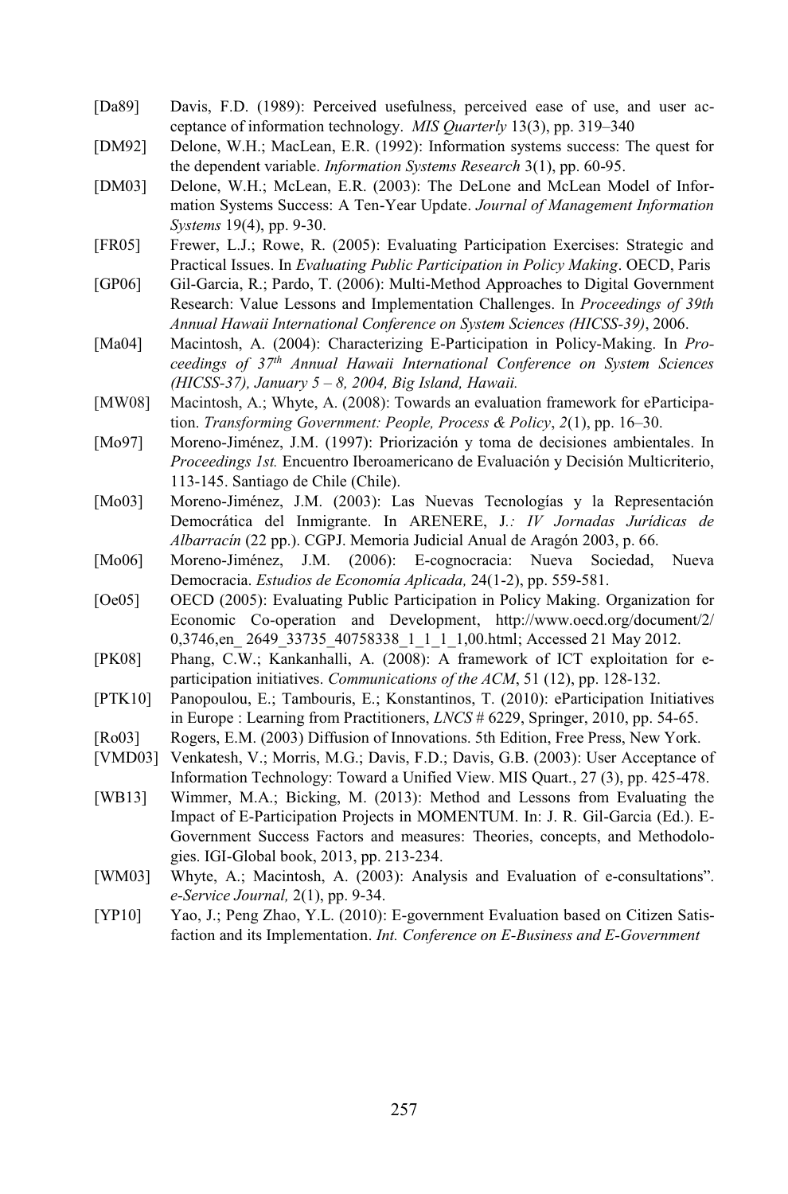[Da89] Davis, F.D. (1989): Perceived usefulness, perceived ease of use, and user acceptance of information technology. *MIS Quarterly* 13(3), pp. 319–340

[DM92] Delone, W.H.; MacLean, E.R. (1992): Information systems success: The quest for the dependent variable. *Information Systems Research* 3(1), pp. 60-95.

[DM03] Delone, W.H.; McLean, E.R. (2003): The DeLone and McLean Model of Information Systems Success: A Ten-Year Update. *Journal of Management Information Systems* 19(4), pp. 9-30.

[FR05] Frewer, L.J.; Rowe, R. (2005): Evaluating Participation Exercises: Strategic and Practical Issues. In *Evaluating Public Participation in Policy Making*. OECD, Paris

[GP06] Gil-Garcia, R.; Pardo, T. (2006): Multi-Method Approaches to Digital Government Research: Value Lessons and Implementation Challenges. In *Proceedings of 39th Annual Hawaii International Conference on System Sciences (HICSS-39)*, 2006.

[Ma04] Macintosh, A. (2004): Characterizing E-Participation in Policy-Making. In *Proceedings of 37th Annual Hawaii International Conference on System Sciences (HICSS-37), January 5 – 8, 2004, Big Island, Hawaii.*

[MW08] Macintosh, A.; Whyte, A. (2008): Towards an evaluation framework for eParticipation. *Transforming Government: People, Process & Policy*, *2*(1), pp. 16–30.

[Mo97] Moreno-Jiménez, J.M. (1997): Priorización y toma de decisiones ambientales. In *Proceedings 1st.* Encuentro Iberoamericano de Evaluación y Decisión Multicriterio, 113-145. Santiago de Chile (Chile).

[Mo03] Moreno-Jiménez, J.M. (2003): Las Nuevas Tecnologías y la Representación Democrática del Inmigrante. In ARENERE, J.*: IV Jornadas Jurídicas de Albarracín* (22 pp.). CGPJ. Memoria Judicial Anual de Aragón 2003, p. 66.

[Mo06] Moreno-Jiménez, J.M. (2006): E-cognocracia: Nueva Sociedad, Nueva Democracia. *Estudios de Economía Aplicada,* 24(1-2), pp. 559-581.

[Oe05] OECD (2005): Evaluating Public Participation in Policy Making. Organization for Economic Co-operation and Development, http://www.oecd.org/document/2/0,3746,en_ 2649_33735_40758338_1_1_1_1,00.html; Accessed 21 May 2012.

[PK08] Phang, C.W.; Kankanhalli, A. (2008): A framework of ICT exploitation for e-participation initiatives. *Communications of the ACM*, 51 (12), pp. 128-132.

[PTK10] Panopoulou, E.; Tambouris, E.; Konstantinos, T. (2010): eParticipation Initiatives in Europe : Learning from Practitioners, *LNCS* # 6229, Springer, 2010, pp. 54-65.

[Ro03] Rogers, E.M. (2003) Diffusion of Innovations. 5th Edition, Free Press, New York.

[VMD03] Venkatesh, V.; Morris, M.G.; Davis, F.D.; Davis, G.B. (2003): User Acceptance of Information Technology: Toward a Unified View. MIS Quart., 27 (3), pp. 425-478.

[WB13] Wimmer, M.A.; Bicking, M. (2013): Method and Lessons from Evaluating the Impact of E-Participation Projects in MOMENTUM. In: J. R. Gil-Garcia (Ed.). E-Government Success Factors and measures: Theories, concepts, and Methodologies. IGI-Global book, 2013, pp. 213-234.

[WM03] Whyte, A.; Macintosh, A. (2003): Analysis and Evaluation of e-consultations". *e-Service Journal,* 2(1), pp. 9-34.

[YP10] Yao, J.; Peng Zhao, Y.L. (2010): E-government Evaluation based on Citizen Satisfaction and its Implementation. *Int. Conference on E-Business and E-Government*